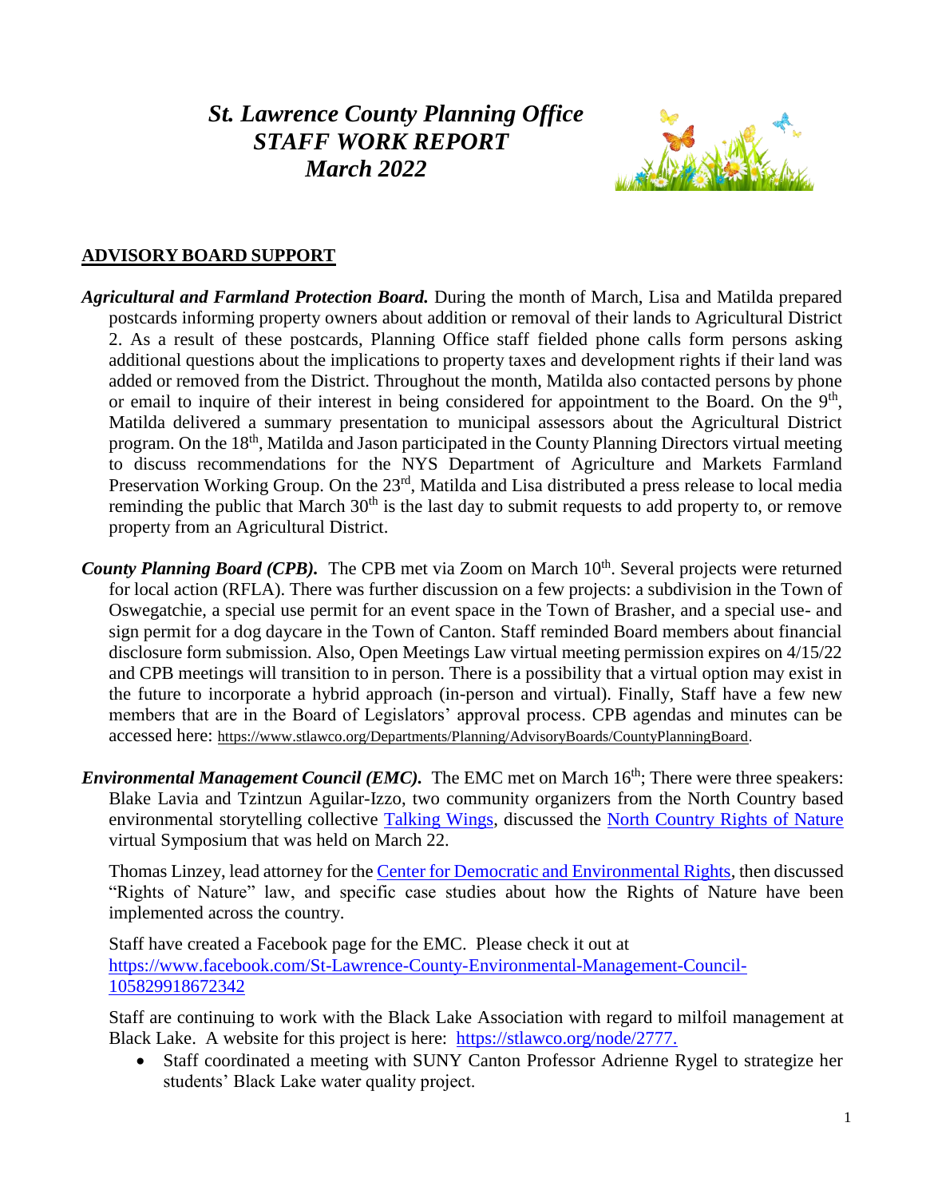# *St. Lawrence County Planning Office*
# *STAFF WORK REPORT*
# *March 2022*

## ADVISORY BOARD SUPPORT

***Agricultural and Farmland Protection Board.*** During the month of March, Lisa and Matilda prepared postcards informing property owners about addition or removal of their lands to Agricultural District 2. As a result of these postcards, Planning Office staff fielded phone calls form persons asking additional questions about the implications to property taxes and development rights if their land was added or removed from the District. Throughout the month, Matilda also contacted persons by phone or email to inquire of their interest in being considered for appointment to the Board. On the 9th, Matilda delivered a summary presentation to municipal assessors about the Agricultural District program. On the 18th, Matilda and Jason participated in the County Planning Directors virtual meeting to discuss recommendations for the NYS Department of Agriculture and Markets Farmland Preservation Working Group. On the 23rd, Matilda and Lisa distributed a press release to local media reminding the public that March 30th is the last day to submit requests to add property to, or remove property from an Agricultural District.

***County Planning Board (CPB).*** The CPB met via Zoom on March 10th. Several projects were returned for local action (RFLA). There was further discussion on a few projects: a subdivision in the Town of Oswegatchie, a special use permit for an event space in the Town of Brasher, and a special use- and sign permit for a dog daycare in the Town of Canton. Staff reminded Board members about financial disclosure form submission. Also, Open Meetings Law virtual meeting permission expires on 4/15/22 and CPB meetings will transition to in person. There is a possibility that a virtual option may exist in the future to incorporate a hybrid approach (in-person and virtual). Finally, Staff have a few new members that are in the Board of Legislators' approval process. CPB agendas and minutes can be accessed here: https://www.stlawco.org/Departments/Planning/AdvisoryBoards/CountyPlanningBoard.

***Environmental Management Council (EMC).*** The EMC met on March 16th; There were three speakers: Blake Lavia and Tzintzun Aguilar-Izzo, two community organizers from the North Country based environmental storytelling collective Talking Wings, discussed the North Country Rights of Nature virtual Symposium that was held on March 22.

Thomas Linzey, lead attorney for the Center for Democratic and Environmental Rights, then discussed "Rights of Nature" law, and specific case studies about how the Rights of Nature have been implemented across the country.

Staff have created a Facebook page for the EMC. Please check it out at https://www.facebook.com/St-Lawrence-County-Environmental-Management-Council-105829918672342

Staff are continuing to work with the Black Lake Association with regard to milfoil management at Black Lake. A website for this project is here: https://stlawco.org/node/2777.

- Staff coordinated a meeting with SUNY Canton Professor Adrienne Rygel to strategize her students' Black Lake water quality project.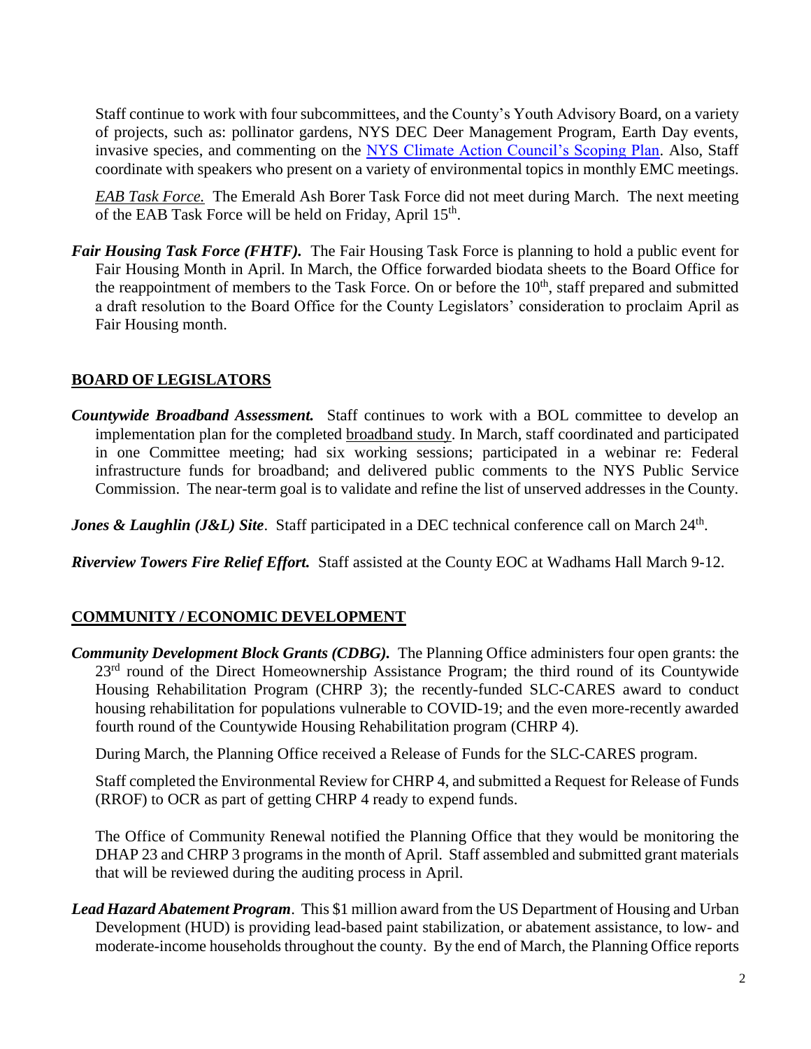Staff continue to work with four subcommittees, and the County's Youth Advisory Board, on a variety of projects, such as: pollinator gardens, NYS DEC Deer Management Program, Earth Day events, invasive species, and commenting on the NYS Climate Action Council's Scoping Plan. Also, Staff coordinate with speakers who present on a variety of environmental topics in monthly EMC meetings.

*EAB Task Force.* The Emerald Ash Borer Task Force did not meet during March. The next meeting of the EAB Task Force will be held on Friday, April 15th.

***Fair Housing Task Force (FHTF).*** The Fair Housing Task Force is planning to hold a public event for Fair Housing Month in April. In March, the Office forwarded biodata sheets to the Board Office for the reappointment of members to the Task Force. On or before the 10th, staff prepared and submitted a draft resolution to the Board Office for the County Legislators' consideration to proclaim April as Fair Housing month.

## BOARD OF LEGISLATORS

***Countywide Broadband Assessment.*** Staff continues to work with a BOL committee to develop an implementation plan for the completed broadband study. In March, staff coordinated and participated in one Committee meeting; had six working sessions; participated in a webinar re: Federal infrastructure funds for broadband; and delivered public comments to the NYS Public Service Commission. The near-term goal is to validate and refine the list of unserved addresses in the County.

***Jones & Laughlin (J&L) Site***. Staff participated in a DEC technical conference call on March 24th.

***Riverview Towers Fire Relief Effort.*** Staff assisted at the County EOC at Wadhams Hall March 9-12.

## COMMUNITY / ECONOMIC DEVELOPMENT

***Community Development Block Grants (CDBG).*** The Planning Office administers four open grants: the 23rd round of the Direct Homeownership Assistance Program; the third round of its Countywide Housing Rehabilitation Program (CHRP 3); the recently-funded SLC-CARES award to conduct housing rehabilitation for populations vulnerable to COVID-19; and the even more-recently awarded fourth round of the Countywide Housing Rehabilitation program (CHRP 4).

During March, the Planning Office received a Release of Funds for the SLC-CARES program.

Staff completed the Environmental Review for CHRP 4, and submitted a Request for Release of Funds (RROF) to OCR as part of getting CHRP 4 ready to expend funds.

The Office of Community Renewal notified the Planning Office that they would be monitoring the DHAP 23 and CHRP 3 programs in the month of April. Staff assembled and submitted grant materials that will be reviewed during the auditing process in April.

***Lead Hazard Abatement Program***. This $1 million award from the US Department of Housing and Urban Development (HUD) is providing lead-based paint stabilization, or abatement assistance, to low- and moderate-income households throughout the county. By the end of March, the Planning Office reports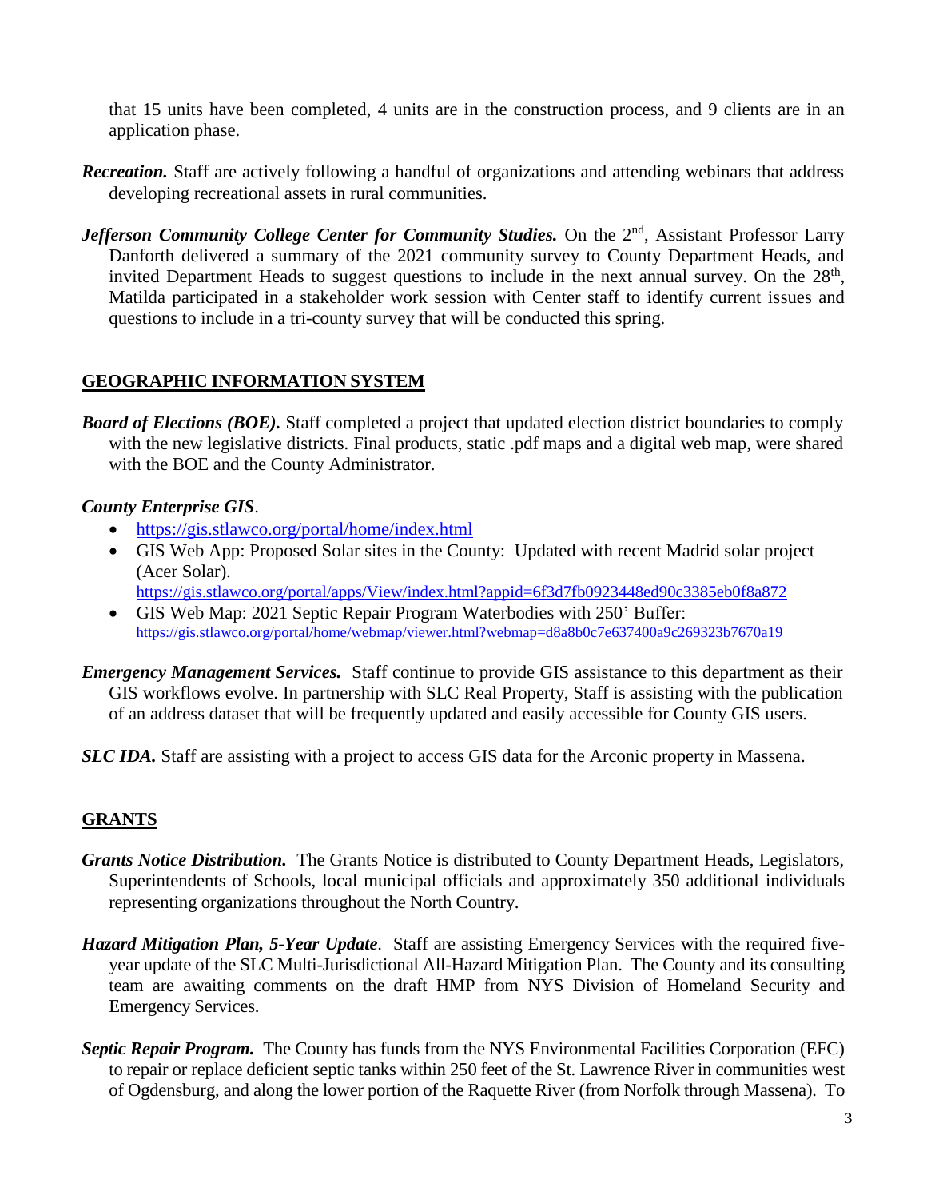that 15 units have been completed, 4 units are in the construction process, and 9 clients are in an application phase.

***Recreation.*** Staff are actively following a handful of organizations and attending webinars that address developing recreational assets in rural communities.

***Jefferson Community College Center for Community Studies.*** On the 2nd, Assistant Professor Larry Danforth delivered a summary of the 2021 community survey to County Department Heads, and invited Department Heads to suggest questions to include in the next annual survey. On the 28th, Matilda participated in a stakeholder work session with Center staff to identify current issues and questions to include in a tri-county survey that will be conducted this spring.

## GEOGRAPHIC INFORMATION SYSTEM

***Board of Elections (BOE).*** Staff completed a project that updated election district boundaries to comply with the new legislative districts. Final products, static .pdf maps and a digital web map, were shared with the BOE and the County Administrator.

***County Enterprise GIS.***

- https://gis.stlawco.org/portal/home/index.html
- GIS Web App: Proposed Solar sites in the County: Updated with recent Madrid solar project (Acer Solar).
  https://gis.stlawco.org/portal/apps/View/index.html?appid=6f3d7fb0923448ed90c3385eb0f8a872
- GIS Web Map: 2021 Septic Repair Program Waterbodies with 250' Buffer:
  https://gis.stlawco.org/portal/home/webmap/viewer.html?webmap=d8a8b0c7e637400a9c269323b7670a19

***Emergency Management Services.*** Staff continue to provide GIS assistance to this department as their GIS workflows evolve. In partnership with SLC Real Property, Staff is assisting with the publication of an address dataset that will be frequently updated and easily accessible for County GIS users.

***SLC IDA.*** Staff are assisting with a project to access GIS data for the Arconic property in Massena.

## GRANTS

***Grants Notice Distribution.*** The Grants Notice is distributed to County Department Heads, Legislators, Superintendents of Schools, local municipal officials and approximately 350 additional individuals representing organizations throughout the North Country.

***Hazard Mitigation Plan, 5-Year Update.*** Staff are assisting Emergency Services with the required five-year update of the SLC Multi-Jurisdictional All-Hazard Mitigation Plan. The County and its consulting team are awaiting comments on the draft HMP from NYS Division of Homeland Security and Emergency Services.

***Septic Repair Program.*** The County has funds from the NYS Environmental Facilities Corporation (EFC) to repair or replace deficient septic tanks within 250 feet of the St. Lawrence River in communities west of Ogdensburg, and along the lower portion of the Raquette River (from Norfolk through Massena). To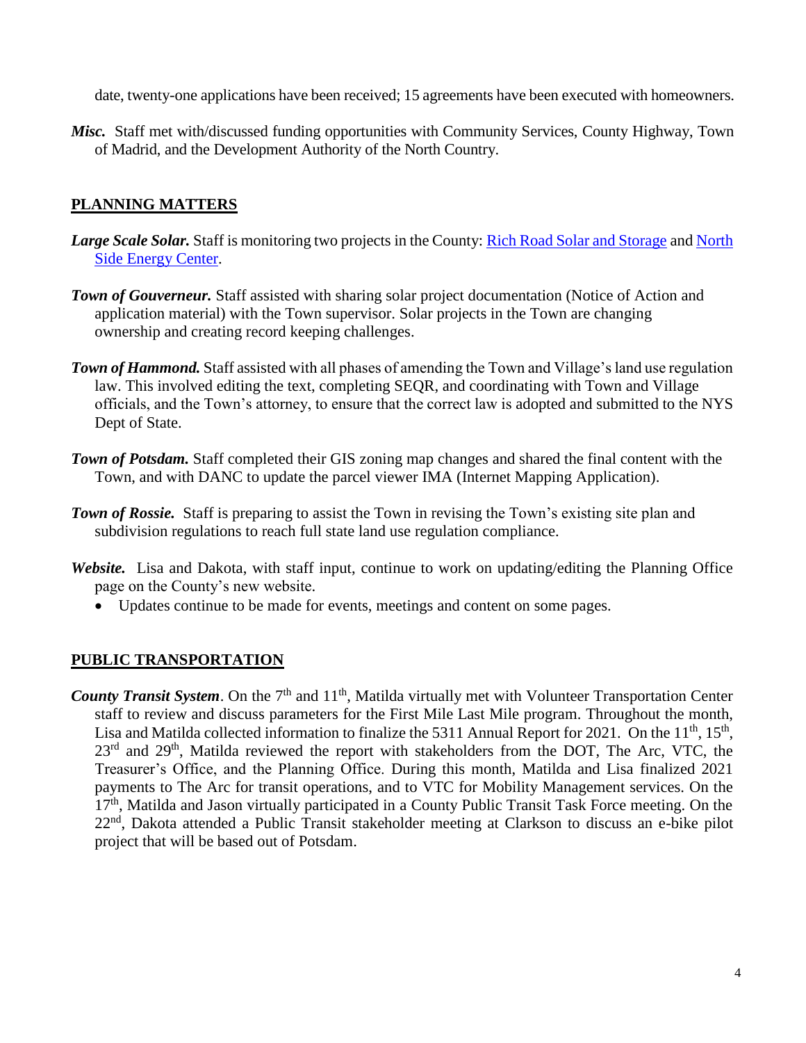date, twenty-one applications have been received; 15 agreements have been executed with homeowners.

***Misc.*** Staff met with/discussed funding opportunities with Community Services, County Highway, Town of Madrid, and the Development Authority of the North Country.

## PLANNING MATTERS

***Large Scale Solar.*** Staff is monitoring two projects in the County: Rich Road Solar and Storage and North Side Energy Center.

***Town of Gouverneur.*** Staff assisted with sharing solar project documentation (Notice of Action and application material) with the Town supervisor. Solar projects in the Town are changing ownership and creating record keeping challenges.

***Town of Hammond.*** Staff assisted with all phases of amending the Town and Village's land use regulation law. This involved editing the text, completing SEQR, and coordinating with Town and Village officials, and the Town's attorney, to ensure that the correct law is adopted and submitted to the NYS Dept of State.

***Town of Potsdam.*** Staff completed their GIS zoning map changes and shared the final content with the Town, and with DANC to update the parcel viewer IMA (Internet Mapping Application).

***Town of Rossie.*** Staff is preparing to assist the Town in revising the Town's existing site plan and subdivision regulations to reach full state land use regulation compliance.

***Website.*** Lisa and Dakota, with staff input, continue to work on updating/editing the Planning Office page on the County's new website.

- Updates continue to be made for events, meetings and content on some pages.

## PUBLIC TRANSPORTATION

***County Transit System***. On the 7th and 11th, Matilda virtually met with Volunteer Transportation Center staff to review and discuss parameters for the First Mile Last Mile program. Throughout the month, Lisa and Matilda collected information to finalize the 5311 Annual Report for 2021. On the 11th, 15th, 23rd and 29th, Matilda reviewed the report with stakeholders from the DOT, The Arc, VTC, the Treasurer's Office, and the Planning Office. During this month, Matilda and Lisa finalized 2021 payments to The Arc for transit operations, and to VTC for Mobility Management services. On the 17th, Matilda and Jason virtually participated in a County Public Transit Task Force meeting. On the 22nd, Dakota attended a Public Transit stakeholder meeting at Clarkson to discuss an e-bike pilot project that will be based out of Potsdam.